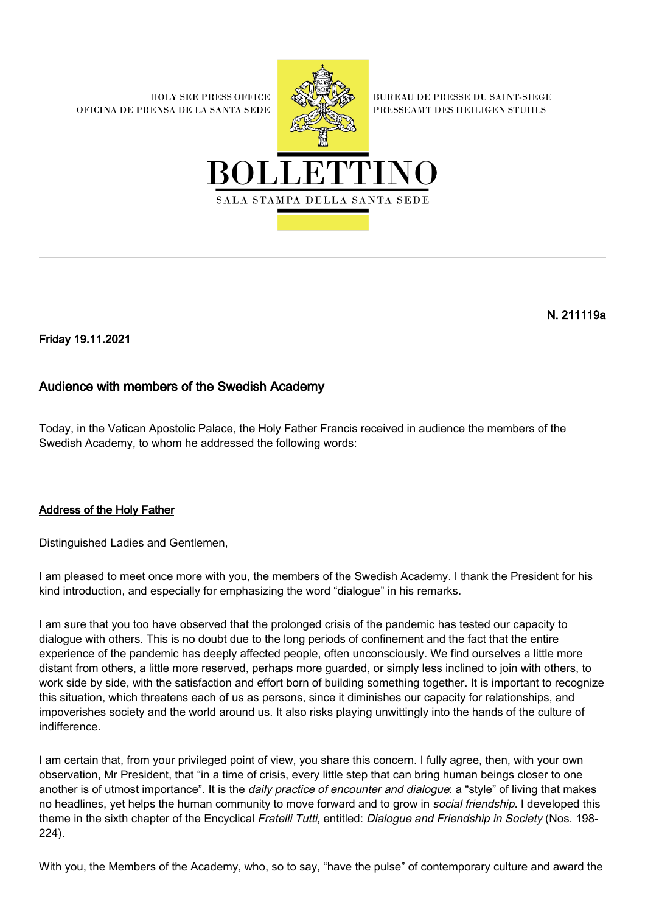HOLY SEE PRESS OFFICE
OFICINA DE PRENSA DE LA SANTA SEDE

BUREAU DE PRESSE DU SAINT-SIEGE
PRESSEAMT DES HEILIGEN STUHLS

# BOLLETTINO

SALA STAMPA DELLA SANTA SEDE

**N. 211119a**

**Friday 19.11.2021**

## Audience with members of the Swedish Academy

Today, in the Vatican Apostolic Palace, the Holy Father Francis received in audience the members of the Swedish Academy, to whom he addressed the following words:

### Address of the Holy Father

Distinguished Ladies and Gentlemen,

I am pleased to meet once more with you, the members of the Swedish Academy. I thank the President for his kind introduction, and especially for emphasizing the word "dialogue" in his remarks.

I am sure that you too have observed that the prolonged crisis of the pandemic has tested our capacity to dialogue with others. This is no doubt due to the long periods of confinement and the fact that the entire experience of the pandemic has deeply affected people, often unconsciously. We find ourselves a little more distant from others, a little more reserved, perhaps more guarded, or simply less inclined to join with others, to work side by side, with the satisfaction and effort born of building something together. It is important to recognize this situation, which threatens each of us as persons, since it diminishes our capacity for relationships, and impoverishes society and the world around us. It also risks playing unwittingly into the hands of the culture of indifference.

I am certain that, from your privileged point of view, you share this concern. I fully agree, then, with your own observation, Mr President, that "in a time of crisis, every little step that can bring human beings closer to one another is of utmost importance". It is the *daily practice of encounter and dialogue*: a "style" of living that makes no headlines, yet helps the human community to move forward and to grow in *social friendship*. I developed this theme in the sixth chapter of the Encyclical *Fratelli Tutti*, entitled: *Dialogue and Friendship in Society* (Nos. 198-224).

With you, the Members of the Academy, who, so to say, "have the pulse" of contemporary culture and award the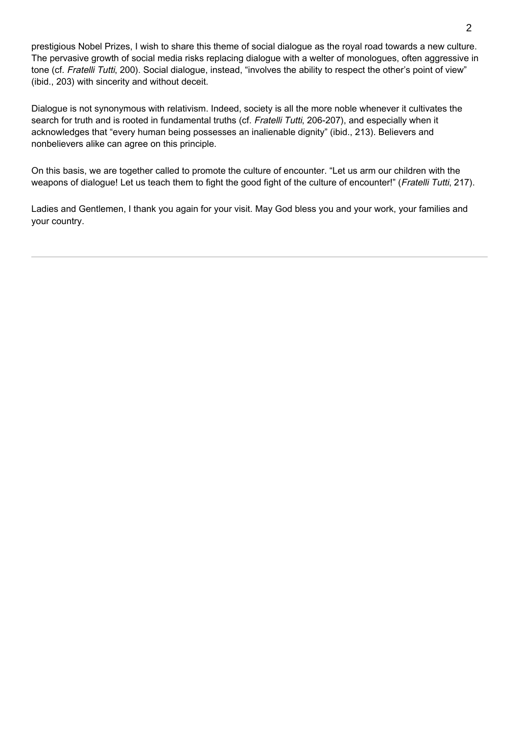prestigious Nobel Prizes, I wish to share this theme of social dialogue as the royal road towards a new culture. The pervasive growth of social media risks replacing dialogue with a welter of monologues, often aggressive in tone (cf. *Fratelli Tutti*, 200). Social dialogue, instead, "involves the ability to respect the other's point of view" (ibid., 203) with sincerity and without deceit.

Dialogue is not synonymous with relativism. Indeed, society is all the more noble whenever it cultivates the search for truth and is rooted in fundamental truths (cf. *Fratelli Tutti*, 206-207), and especially when it acknowledges that "every human being possesses an inalienable dignity" (ibid., 213). Believers and nonbelievers alike can agree on this principle.

On this basis, we are together called to promote the culture of encounter. "Let us arm our children with the weapons of dialogue! Let us teach them to fight the good fight of the culture of encounter!" (*Fratelli Tutti*, 217).

Ladies and Gentlemen, I thank you again for your visit. May God bless you and your work, your families and your country.

---